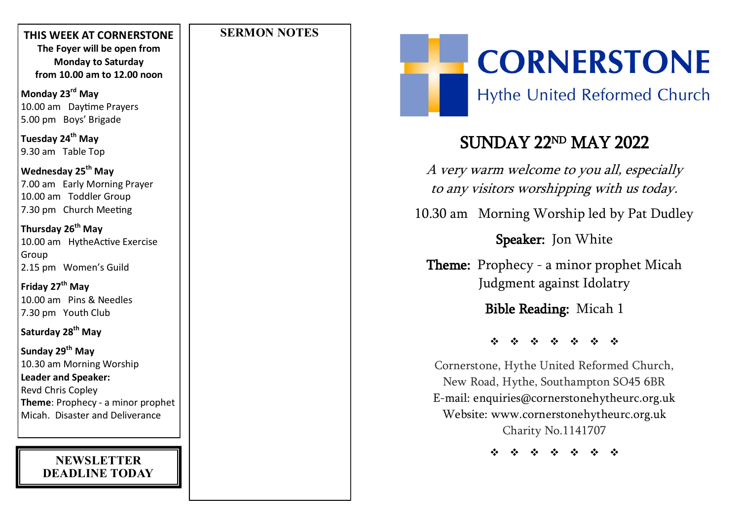## THIS WEEK AT CORNERSTONE

**The Foyer will be open from Monday to Saturday from 10.00 am to 12.00 noon**

**Monday 23rd May**
10.00 am Daytime Prayers
5.00 pm Boys' Brigade

**Tuesday 24th May**
9.30 am Table Top

**Wednesday 25th May**
7.00 am Early Morning Prayer
10.00 am Toddler Group
7.30 pm Church Meeting

**Thursday 26th May**
10.00 am HytheActive Exercise Group
2.15 pm Women's Guild

**Friday 27th May**
10.00 am Pins & Needles
7.30 pm Youth Club

**Saturday 28th May**

**Sunday 29th May**
10.30 am Morning Worship
**Leader and Speaker:**
Revd Chris Copley
**Theme**: Prophecy - a minor prophet Micah. Disaster and Deliverance

**NEWSLETTER DEADLINE TODAY**

## SERMON NOTES

# CORNERSTONE
Hythe United Reformed Church

# SUNDAY 22ND MAY 2022

*A very warm welcome to you all, especially to any visitors worshipping with us today.*

10.30 am Morning Worship led by Pat Dudley

**Speaker:** Jon White

**Theme:** Prophecy - a minor prophet Micah
Judgment against Idolatry

**Bible Reading:** Micah 1

❖ ❖ ❖ ❖ ❖ ❖ ❖

Cornerstone, Hythe United Reformed Church,
New Road, Hythe, Southampton SO45 6BR
E-mail: enquiries@cornerstonehytheurc.org.uk
Website: www.cornerstonehytheurc.org.uk
Charity No.1141707

❖ ❖ ❖ ❖ ❖ ❖ ❖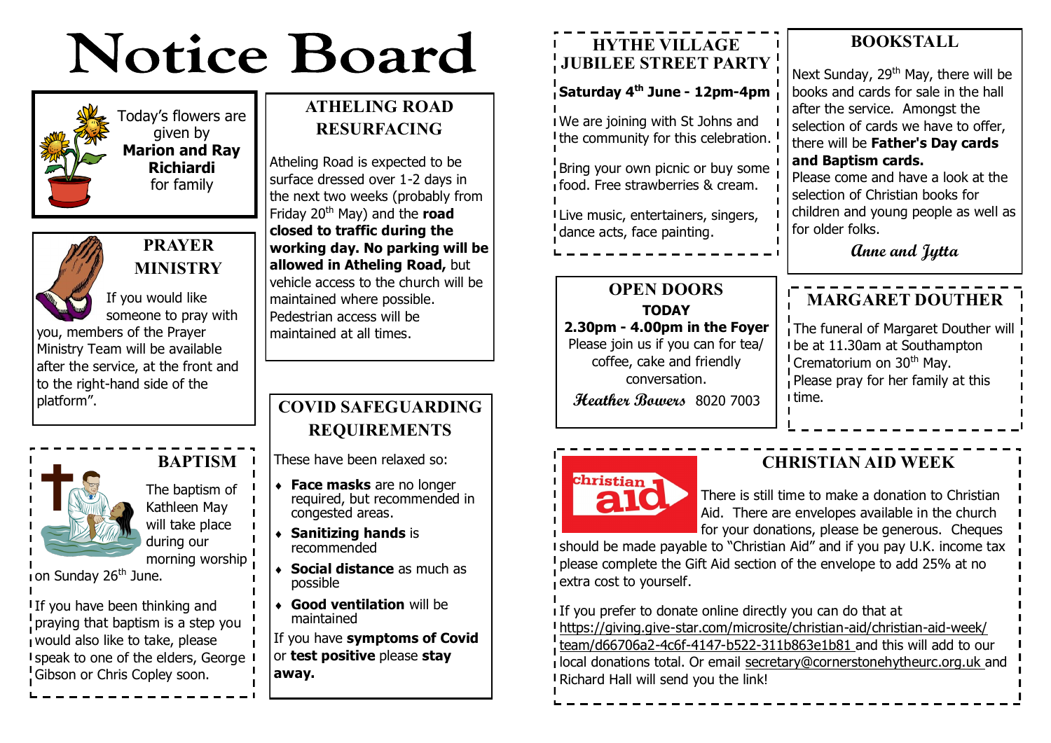# Notice Board

Today's flowers are given by **Marion and Ray Richiardi** for family

## PRAYER MINISTRY

If you would like someone to pray with you, members of the Prayer Ministry Team will be available after the service, at the front and to the right-hand side of the platform".

## BAPTISM

The baptism of Kathleen May will take place during our morning worship on Sunday 26th June.

If you have been thinking and praying that baptism is a step you would also like to take, please speak to one of the elders, George Gibson or Chris Copley soon.

## ATHELING ROAD RESURFACING

Atheling Road is expected to be surface dressed over 1-2 days in the next two weeks (probably from Friday 20th May) and the **road closed to traffic during the working day. No parking will be allowed in Atheling Road,** but vehicle access to the church will be maintained where possible. Pedestrian access will be maintained at all times.

## COVID SAFEGUARDING REQUIREMENTS

These have been relaxed so:

- **Face masks** are no longer required, but recommended in congested areas.
- **Sanitizing hands** is recommended
- **Social distance** as much as possible
- **Good ventilation** will be maintained

If you have **symptoms of Covid** or **test positive** please **stay away.**

## HYTHE VILLAGE JUBILEE STREET PARTY

**Saturday 4th June - 12pm-4pm**

We are joining with St Johns and the community for this celebration.

Bring your own picnic or buy some food. Free strawberries & cream.

Live music, entertainers, singers, dance acts, face painting.

## BOOKSTALL

Next Sunday, 29th May, there will be books and cards for sale in the hall after the service. Amongst the selection of cards we have to offer, there will be **Father's Day cards and Baptism cards.**

Please come and have a look at the selection of Christian books for children and young people as well as for older folks.

*Anne and Jytta*

## OPEN DOORS

**TODAY**

**2.30pm - 4.00pm in the Foyer**

Please join us if you can for tea/coffee, cake and friendly conversation.

*Heather Bowers* 8020 7003

## MARGARET DOUTHER

The funeral of Margaret Douther will be at 11.30am at Southampton Crematorium on 30th May.

Please pray for her family at this time.

## CHRISTIAN AID WEEK

There is still time to make a donation to Christian Aid. There are envelopes available in the church for your donations, please be generous. Cheques should be made payable to "Christian Aid" and if you pay U.K. income tax please complete the Gift Aid section of the envelope to add 25% at no extra cost to yourself.

If you prefer to donate online directly you can do that at https://giving.give-star.com/microsite/christian-aid/christian-aid-week/team/d66706a2-4c6f-4147-b522-311b863e1b81 and this will add to our local donations total. Or email secretary@cornerstonehytheurc.org.uk and Richard Hall will send you the link!